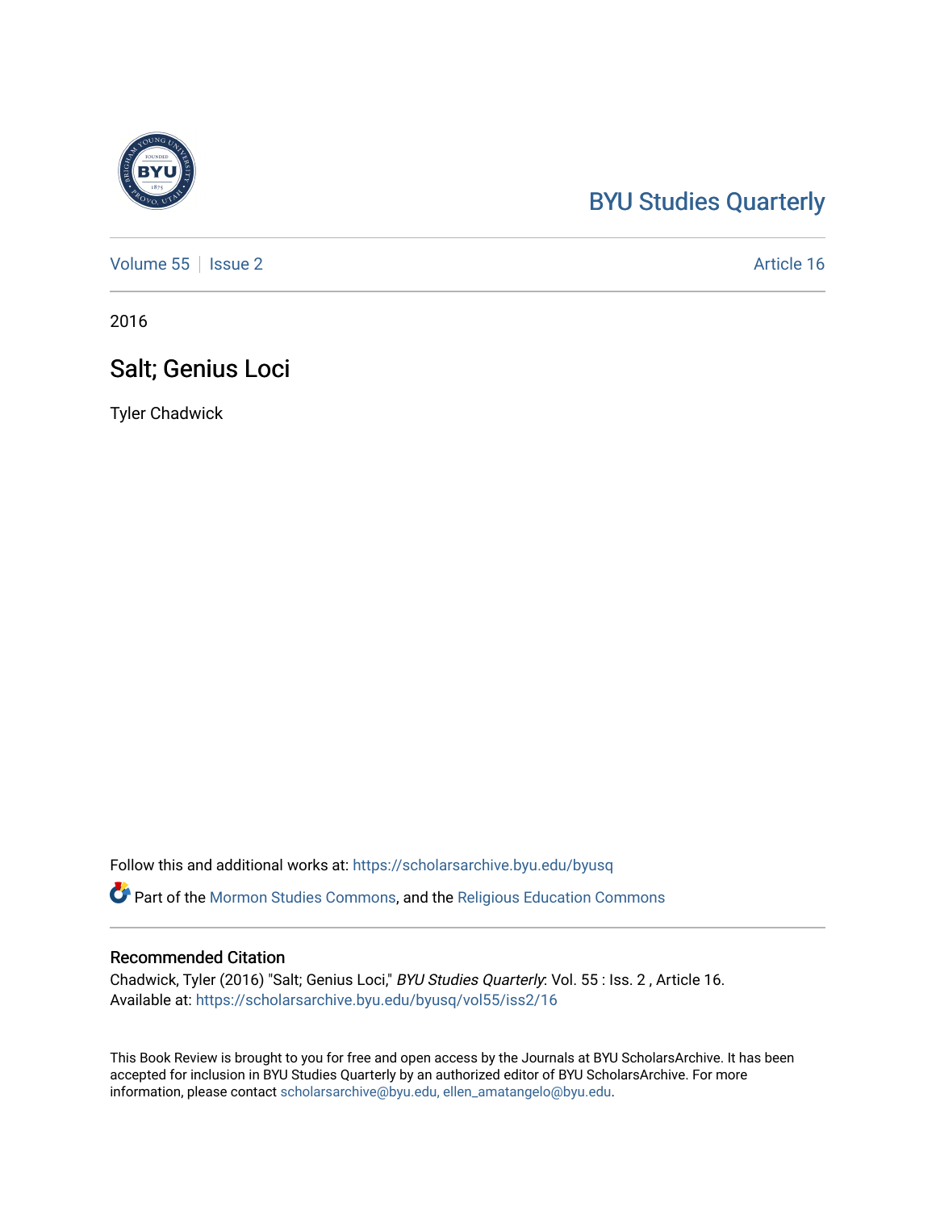BYU Studies Quarterly

Volume 55 | Issue 2 | Article 16

2016

# Salt; Genius Loci

Tyler Chadwick

Follow this and additional works at: https://scholarsarchive.byu.edu/byusq

Part of the Mormon Studies Commons, and the Religious Education Commons

## Recommended Citation

Chadwick, Tyler (2016) "Salt; Genius Loci," *BYU Studies Quarterly*: Vol. 55 : Iss. 2 , Article 16.
Available at: https://scholarsarchive.byu.edu/byusq/vol55/iss2/16

This Book Review is brought to you for free and open access by the Journals at BYU ScholarsArchive. It has been accepted for inclusion in BYU Studies Quarterly by an authorized editor of BYU ScholarsArchive. For more information, please contact scholarsarchive@byu.edu, ellen_amatangelo@byu.edu.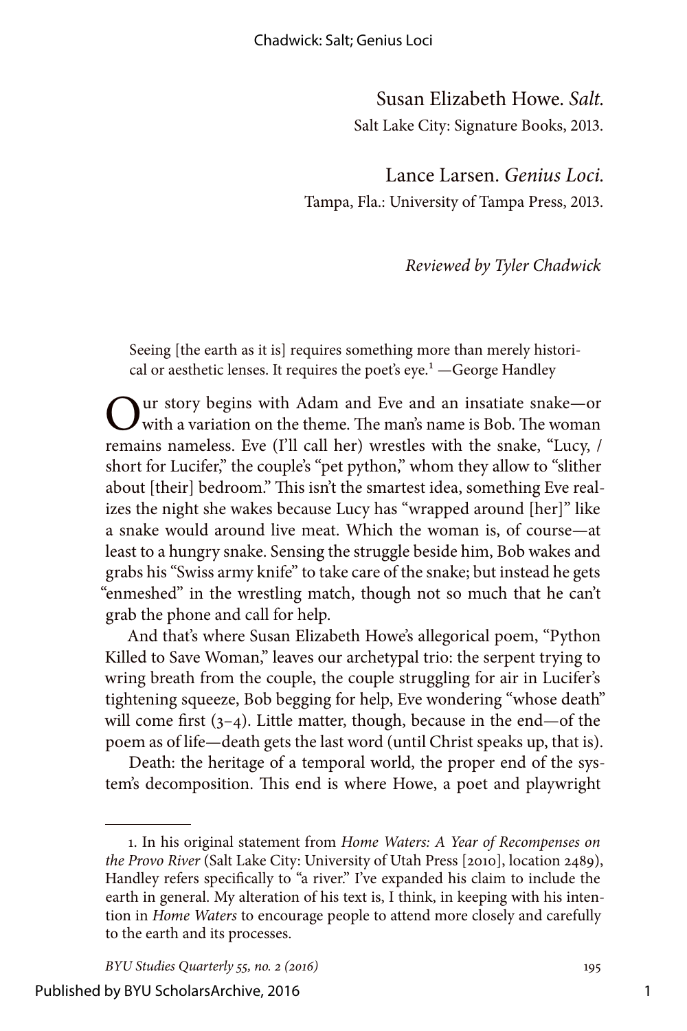Susan Elizabeth Howe. *Salt.*
Salt Lake City: Signature Books, 2013.

Lance Larsen. *Genius Loci.*
Tampa, Fla.: University of Tampa Press, 2013.

*Reviewed by Tyler Chadwick*

> Seeing [the earth as it is] requires something more than merely historical or aesthetic lenses. It requires the poet's eye.[1] —George Handley

Our story begins with Adam and Eve and an insatiate snake—or with a variation on the theme. The man's name is Bob. The woman remains nameless. Eve (I'll call her) wrestles with the snake, "Lucy, / short for Lucifer," the couple's "pet python," whom they allow to "slither about [their] bedroom." This isn't the smartest idea, something Eve realizes the night she wakes because Lucy has "wrapped around [her]" like a snake would around live meat. Which the woman is, of course—at least to a hungry snake. Sensing the struggle beside him, Bob wakes and grabs his "Swiss army knife" to take care of the snake; but instead he gets "enmeshed" in the wrestling match, though not so much that he can't grab the phone and call for help.

And that's where Susan Elizabeth Howe's allegorical poem, "Python Killed to Save Woman," leaves our archetypal trio: the serpent trying to wring breath from the couple, the couple struggling for air in Lucifer's tightening squeeze, Bob begging for help, Eve wondering "whose death" will come first (3–4). Little matter, though, because in the end—of the poem as of life—death gets the last word (until Christ speaks up, that is).

Death: the heritage of a temporal world, the proper end of the system's decomposition. This end is where Howe, a poet and playwright

---

1. In his original statement from *Home Waters: A Year of Recompenses on the Provo River* (Salt Lake City: University of Utah Press [2010], location 2489), Handley refers specifically to "a river." I've expanded his claim to include the earth in general. My alteration of his text is, I think, in keeping with his intention in *Home Waters* to encourage people to attend more closely and carefully to the earth and its processes.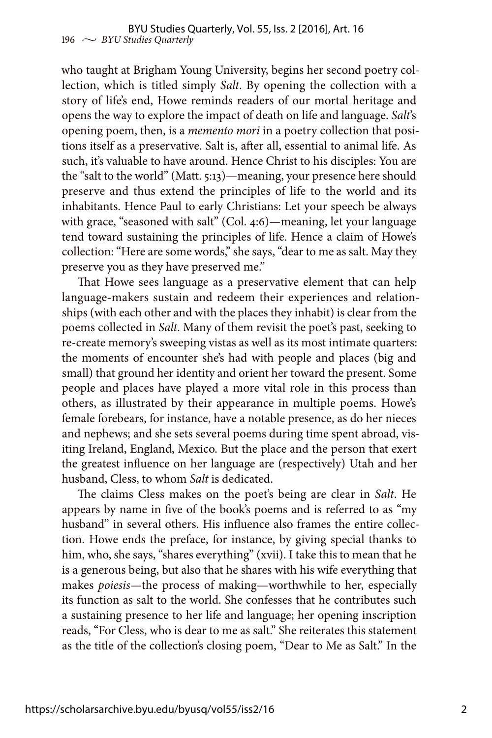who taught at Brigham Young University, begins her second poetry collection, which is titled simply *Salt*. By opening the collection with a story of life's end, Howe reminds readers of our mortal heritage and opens the way to explore the impact of death on life and language. *Salt*'s opening poem, then, is a *memento mori* in a poetry collection that positions itself as a preservative. Salt is, after all, essential to animal life. As such, it's valuable to have around. Hence Christ to his disciples: You are the "salt to the world" (Matt. 5:13)—meaning, your presence here should preserve and thus extend the principles of life to the world and its inhabitants. Hence Paul to early Christians: Let your speech be always with grace, "seasoned with salt" (Col. 4:6)—meaning, let your language tend toward sustaining the principles of life. Hence a claim of Howe's collection: "Here are some words," she says, "dear to me as salt. May they preserve you as they have preserved me."

That Howe sees language as a preservative element that can help language-makers sustain and redeem their experiences and relationships (with each other and with the places they inhabit) is clear from the poems collected in *Salt*. Many of them revisit the poet's past, seeking to re-create memory's sweeping vistas as well as its most intimate quarters: the moments of encounter she's had with people and places (big and small) that ground her identity and orient her toward the present. Some people and places have played a more vital role in this process than others, as illustrated by their appearance in multiple poems. Howe's female forebears, for instance, have a notable presence, as do her nieces and nephews; and she sets several poems during time spent abroad, visiting Ireland, England, Mexico. But the place and the person that exert the greatest influence on her language are (respectively) Utah and her husband, Cless, to whom *Salt* is dedicated.

The claims Cless makes on the poet's being are clear in *Salt*. He appears by name in five of the book's poems and is referred to as "my husband" in several others. His influence also frames the entire collection. Howe ends the preface, for instance, by giving special thanks to him, who, she says, "shares everything" (xvii). I take this to mean that he is a generous being, but also that he shares with his wife everything that makes *poiesis*—the process of making—worthwhile to her, especially its function as salt to the world. She confesses that he contributes such a sustaining presence to her life and language; her opening inscription reads, "For Cless, who is dear to me as salt." She reiterates this statement as the title of the collection's closing poem, "Dear to Me as Salt." In the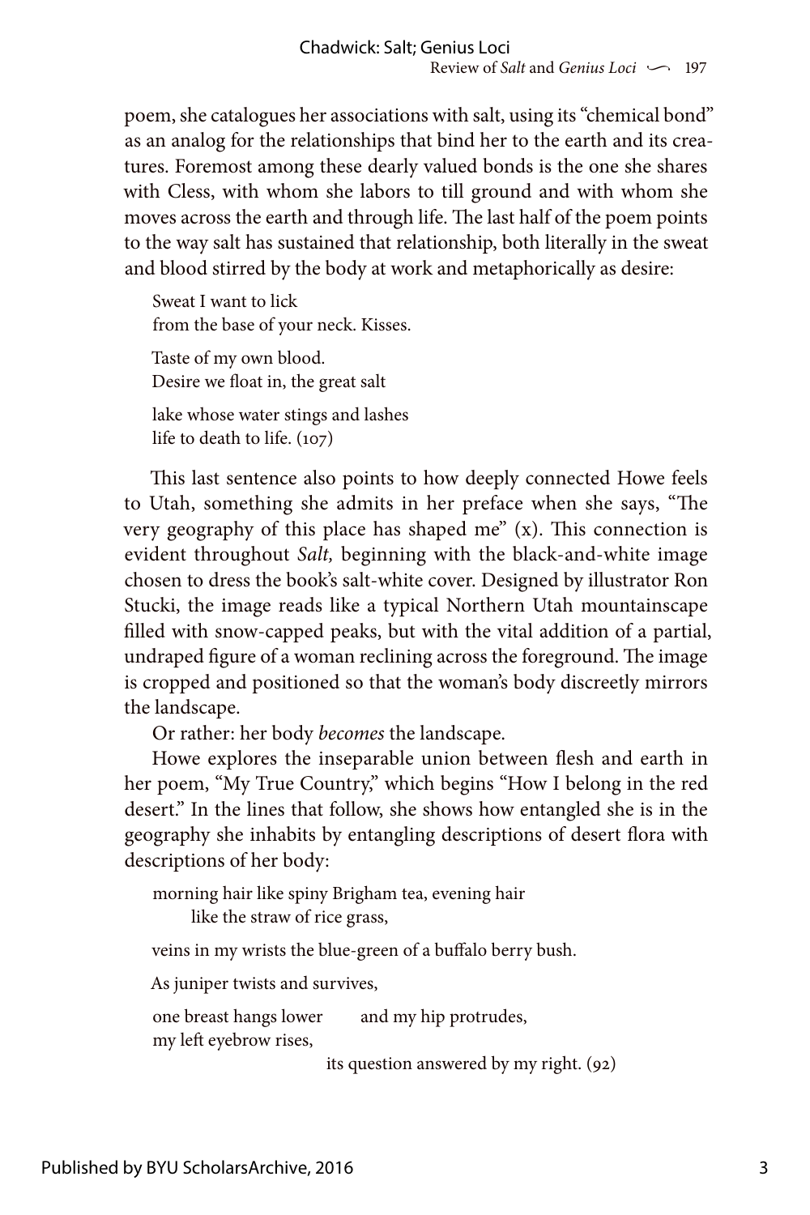poem, she catalogues her associations with salt, using its "chemical bond" as an analog for the relationships that bind her to the earth and its creatures. Foremost among these dearly valued bonds is the one she shares with Cless, with whom she labors to till ground and with whom she moves across the earth and through life. The last half of the poem points to the way salt has sustained that relationship, both literally in the sweat and blood stirred by the body at work and metaphorically as desire:

> Sweat I want to lick
> from the base of your neck. Kisses.
>
> Taste of my own blood.
> Desire we float in, the great salt
>
> lake whose water stings and lashes
> life to death to life. (107)

This last sentence also points to how deeply connected Howe feels to Utah, something she admits in her preface when she says, "The very geography of this place has shaped me" (x). This connection is evident throughout *Salt,* beginning with the black-and-white image chosen to dress the book's salt-white cover. Designed by illustrator Ron Stucki, the image reads like a typical Northern Utah mountainscape filled with snow-capped peaks, but with the vital addition of a partial, undraped figure of a woman reclining across the foreground. The image is cropped and positioned so that the woman's body discreetly mirrors the landscape.

Or rather: her body *becomes* the landscape.

Howe explores the inseparable union between flesh and earth in her poem, "My True Country," which begins "How I belong in the red desert." In the lines that follow, she shows how entangled she is in the geography she inhabits by entangling descriptions of desert flora with descriptions of her body:

> morning hair like spiny Brigham tea, evening hair
>   like the straw of rice grass,
>
> veins in my wrists the blue-green of a buffalo berry bush.
>
> As juniper twists and survives,
>
> one breast hangs lower   and my hip protrudes,
> my left eyebrow rises,
>       its question answered by my right. (92)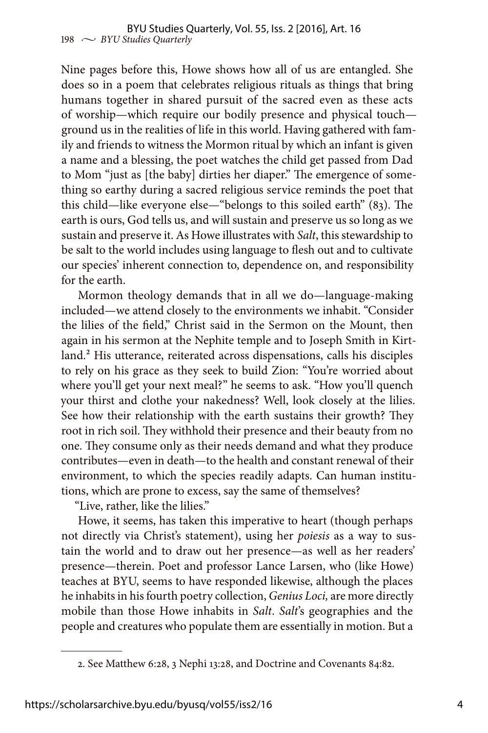Nine pages before this, Howe shows how all of us are entangled. She does so in a poem that celebrates religious rituals as things that bring humans together in shared pursuit of the sacred even as these acts of worship—which require our bodily presence and physical touch—ground us in the realities of life in this world. Having gathered with family and friends to witness the Mormon ritual by which an infant is given a name and a blessing, the poet watches the child get passed from Dad to Mom "just as [the baby] dirties her diaper." The emergence of something so earthy during a sacred religious service reminds the poet that this child—like everyone else—"belongs to this soiled earth" (83). The earth is ours, God tells us, and will sustain and preserve us so long as we sustain and preserve it. As Howe illustrates with *Salt*, this stewardship to be salt to the world includes using language to flesh out and to cultivate our species' inherent connection to, dependence on, and responsibility for the earth.

Mormon theology demands that in all we do—language-making included—we attend closely to the environments we inhabit. "Consider the lilies of the field," Christ said in the Sermon on the Mount, then again in his sermon at the Nephite temple and to Joseph Smith in Kirtland.[2] His utterance, reiterated across dispensations, calls his disciples to rely on his grace as they seek to build Zion: "You're worried about where you'll get your next meal?" he seems to ask. "How you'll quench your thirst and clothe your nakedness? Well, look closely at the lilies. See how their relationship with the earth sustains their growth? They root in rich soil. They withhold their presence and their beauty from no one. They consume only as their needs demand and what they produce contributes—even in death—to the health and constant renewal of their environment, to which the species readily adapts. Can human institutions, which are prone to excess, say the same of themselves?

"Live, rather, like the lilies."

Howe, it seems, has taken this imperative to heart (though perhaps not directly via Christ's statement), using her *poiesis* as a way to sustain the world and to draw out her presence—as well as her readers' presence—therein. Poet and professor Lance Larsen, who (like Howe) teaches at BYU, seems to have responded likewise, although the places he inhabits in his fourth poetry collection, *Genius Loci,* are more directly mobile than those Howe inhabits in *Salt*. *Salt*'s geographies and the people and creatures who populate them are essentially in motion. But a

2. See Matthew 6:28, 3 Nephi 13:28, and Doctrine and Covenants 84:82.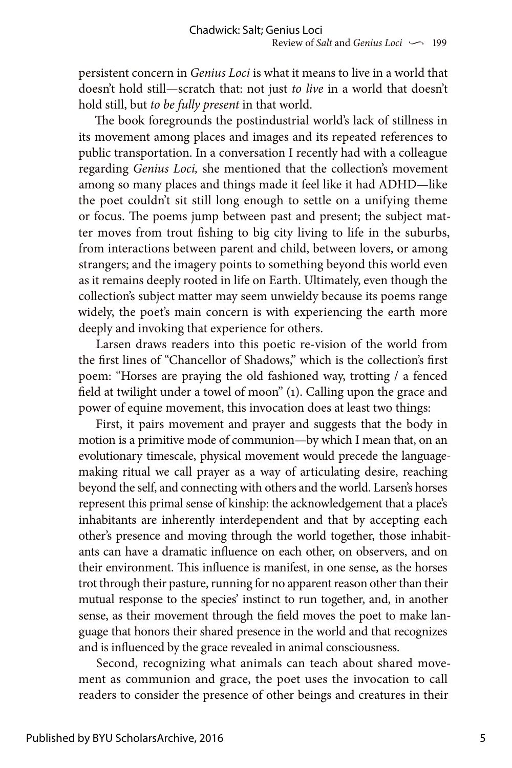persistent concern in *Genius Loci* is what it means to live in a world that doesn't hold still—scratch that: not just *to live* in a world that doesn't hold still, but *to be fully present* in that world.

The book foregrounds the postindustrial world's lack of stillness in its movement among places and images and its repeated references to public transportation. In a conversation I recently had with a colleague regarding *Genius Loci,* she mentioned that the collection's movement among so many places and things made it feel like it had ADHD—like the poet couldn't sit still long enough to settle on a unifying theme or focus. The poems jump between past and present; the subject matter moves from trout fishing to big city living to life in the suburbs, from interactions between parent and child, between lovers, or among strangers; and the imagery points to something beyond this world even as it remains deeply rooted in life on Earth. Ultimately, even though the collection's subject matter may seem unwieldy because its poems range widely, the poet's main concern is with experiencing the earth more deeply and invoking that experience for others.

Larsen draws readers into this poetic re-vision of the world from the first lines of "Chancellor of Shadows," which is the collection's first poem: "Horses are praying the old fashioned way, trotting / a fenced field at twilight under a towel of moon" (1). Calling upon the grace and power of equine movement, this invocation does at least two things:

First, it pairs movement and prayer and suggests that the body in motion is a primitive mode of communion—by which I mean that, on an evolutionary timescale, physical movement would precede the language-making ritual we call prayer as a way of articulating desire, reaching beyond the self, and connecting with others and the world. Larsen's horses represent this primal sense of kinship: the acknowledgement that a place's inhabitants are inherently interdependent and that by accepting each other's presence and moving through the world together, those inhabitants can have a dramatic influence on each other, on observers, and on their environment. This influence is manifest, in one sense, as the horses trot through their pasture, running for no apparent reason other than their mutual response to the species' instinct to run together, and, in another sense, as their movement through the field moves the poet to make language that honors their shared presence in the world and that recognizes and is influenced by the grace revealed in animal consciousness.

Second, recognizing what animals can teach about shared movement as communion and grace, the poet uses the invocation to call readers to consider the presence of other beings and creatures in their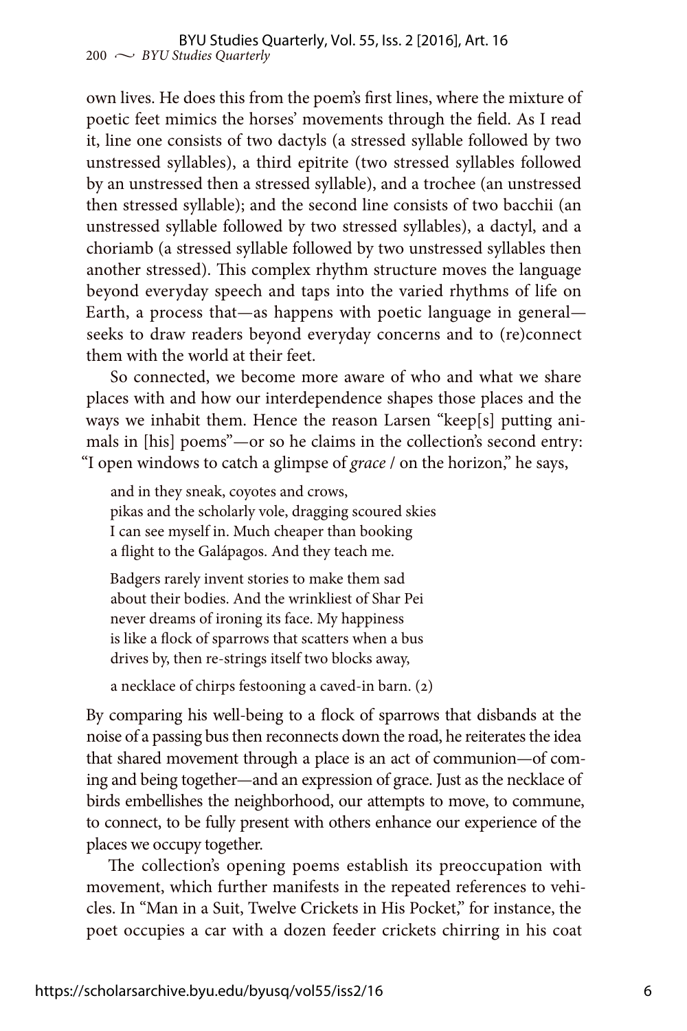own lives. He does this from the poem's first lines, where the mixture of poetic feet mimics the horses' movements through the field. As I read it, line one consists of two dactyls (a stressed syllable followed by two unstressed syllables), a third epitrite (two stressed syllables followed by an unstressed then a stressed syllable), and a trochee (an unstressed then stressed syllable); and the second line consists of two bacchii (an unstressed syllable followed by two stressed syllables), a dactyl, and a choriamb (a stressed syllable followed by two unstressed syllables then another stressed). This complex rhythm structure moves the language beyond everyday speech and taps into the varied rhythms of life on Earth, a process that—as happens with poetic language in general—seeks to draw readers beyond everyday concerns and to (re)connect them with the world at their feet.

So connected, we become more aware of who and what we share places with and how our interdependence shapes those places and the ways we inhabit them. Hence the reason Larsen "keep[s] putting animals in [his] poems"—or so he claims in the collection's second entry: "I open windows to catch a glimpse of *grace* / on the horizon," he says,

> and in they sneak, coyotes and crows,
> pikas and the scholarly vole, dragging scoured skies
> I can see myself in. Much cheaper than booking
> a flight to the Galápagos. And they teach me.
>
> Badgers rarely invent stories to make them sad
> about their bodies. And the wrinkliest of Shar Pei
> never dreams of ironing its face. My happiness
> is like a flock of sparrows that scatters when a bus
> drives by, then re-strings itself two blocks away,
>
> a necklace of chirps festooning a caved-in barn. (2)

By comparing his well-being to a flock of sparrows that disbands at the noise of a passing bus then reconnects down the road, he reiterates the idea that shared movement through a place is an act of communion—of coming and being together—and an expression of grace. Just as the necklace of birds embellishes the neighborhood, our attempts to move, to commune, to connect, to be fully present with others enhance our experience of the places we occupy together.

The collection's opening poems establish its preoccupation with movement, which further manifests in the repeated references to vehicles. In "Man in a Suit, Twelve Crickets in His Pocket," for instance, the poet occupies a car with a dozen feeder crickets chirring in his coat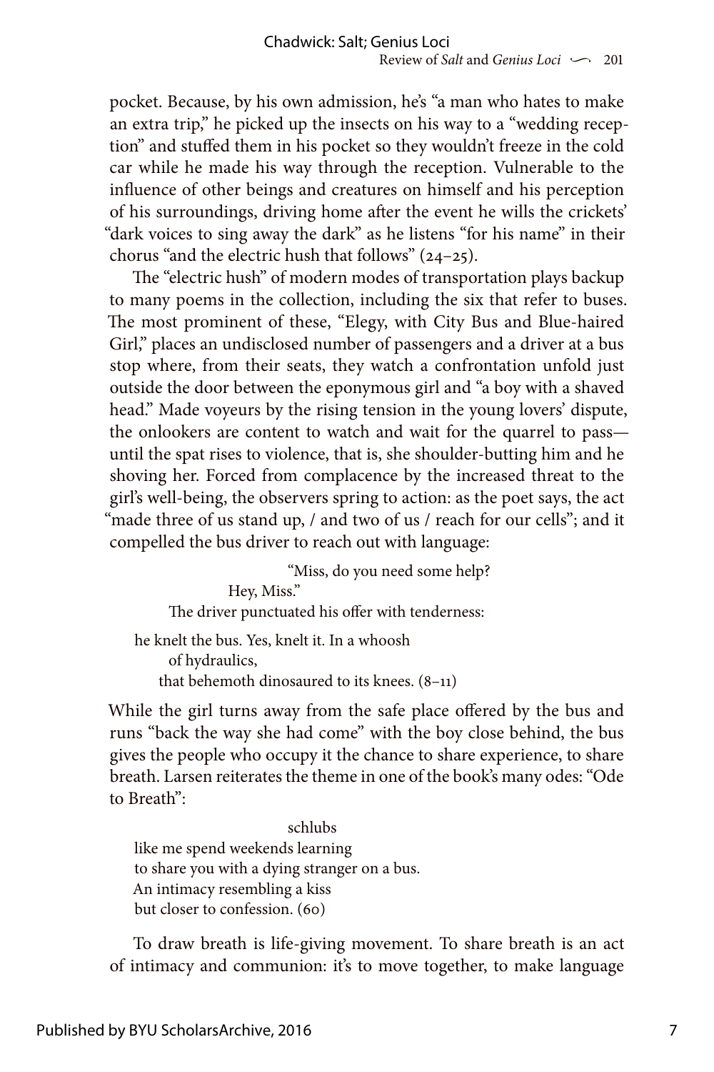pocket. Because, by his own admission, he's "a man who hates to make an extra trip," he picked up the insects on his way to a "wedding reception" and stuffed them in his pocket so they wouldn't freeze in the cold car while he made his way through the reception. Vulnerable to the influence of other beings and creatures on himself and his perception of his surroundings, driving home after the event he wills the crickets' "dark voices to sing away the dark" as he listens "for his name" in their chorus "and the electric hush that follows" (24–25).

The "electric hush" of modern modes of transportation plays backup to many poems in the collection, including the six that refer to buses. The most prominent of these, "Elegy, with City Bus and Blue-haired Girl," places an undisclosed number of passengers and a driver at a bus stop where, from their seats, they watch a confrontation unfold just outside the door between the eponymous girl and "a boy with a shaved head." Made voyeurs by the rising tension in the young lovers' dispute, the onlookers are content to watch and wait for the quarrel to pass—until the spat rises to violence, that is, she shoulder-butting him and he shoving her. Forced from complacence by the increased threat to the girl's well-being, the observers spring to action: as the poet says, the act "made three of us stand up, / and two of us / reach for our cells"; and it compelled the bus driver to reach out with language:

> "Miss, do you need some help?
> Hey, Miss."
> The driver punctuated his offer with tenderness:
>
> he knelt the bus. Yes, knelt it. In a whoosh
> of hydraulics,
> that behemoth dinosaured to its knees. (8–11)

While the girl turns away from the safe place offered by the bus and runs "back the way she had come" with the boy close behind, the bus gives the people who occupy it the chance to share experience, to share breath. Larsen reiterates the theme in one of the book's many odes: "Ode to Breath":

> schlubs
> like me spend weekends learning
> to share you with a dying stranger on a bus.
> An intimacy resembling a kiss
> but closer to confession. (60)

To draw breath is life-giving movement. To share breath is an act of intimacy and communion: it's to move together, to make language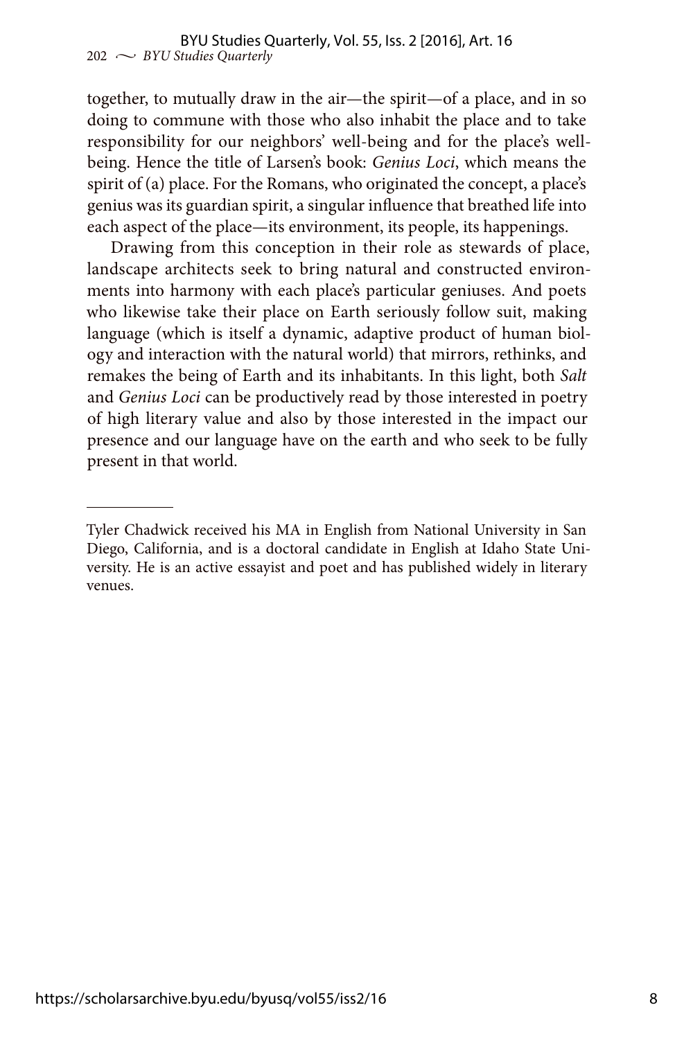together, to mutually draw in the air—the spirit—of a place, and in so doing to commune with those who also inhabit the place and to take responsibility for our neighbors' well-being and for the place's well-being. Hence the title of Larsen's book: *Genius Loci*, which means the spirit of (a) place. For the Romans, who originated the concept, a place's genius was its guardian spirit, a singular influence that breathed life into each aspect of the place—its environment, its people, its happenings.

Drawing from this conception in their role as stewards of place, landscape architects seek to bring natural and constructed environments into harmony with each place's particular geniuses. And poets who likewise take their place on Earth seriously follow suit, making language (which is itself a dynamic, adaptive product of human biology and interaction with the natural world) that mirrors, rethinks, and remakes the being of Earth and its inhabitants. In this light, both *Salt* and *Genius Loci* can be productively read by those interested in poetry of high literary value and also by those interested in the impact our presence and our language have on the earth and who seek to be fully present in that world.

---

Tyler Chadwick received his MA in English from National University in San Diego, California, and is a doctoral candidate in English at Idaho State University. He is an active essayist and poet and has published widely in literary venues.